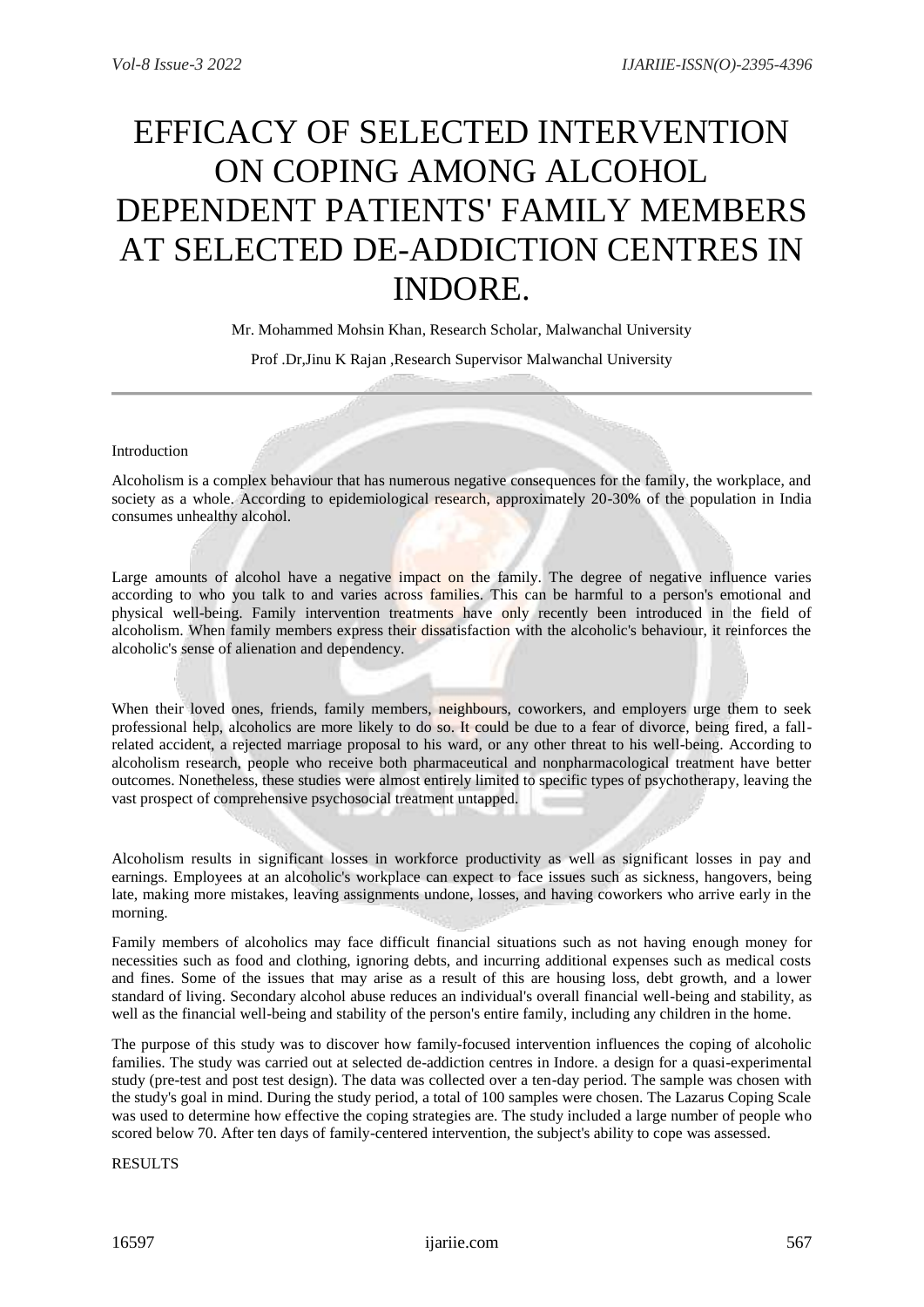# EFFICACY OF SELECTED INTERVENTION ON COPING AMONG ALCOHOL DEPENDENT PATIENTS' FAMILY MEMBERS AT SELECTED DE-ADDICTION CENTRES IN INDORE.

Mr. Mohammed Mohsin Khan, Research Scholar, Malwanchal University

Prof .Dr,Jinu K Rajan ,Research Supervisor Malwanchal University

---

Introduction

Alcoholism is a complex behaviour that has numerous negative consequences for the family, the workplace, and society as a whole. According to epidemiological research, approximately 20-30% of the population in India consumes unhealthy alcohol.

Large amounts of alcohol have a negative impact on the family. The degree of negative influence varies according to who you talk to and varies across families. This can be harmful to a person's emotional and physical well-being. Family intervention treatments have only recently been introduced in the field of alcoholism. When family members express their dissatisfaction with the alcoholic's behaviour, it reinforces the alcoholic's sense of alienation and dependency.

When their loved ones, friends, family members, neighbours, coworkers, and employers urge them to seek professional help, alcoholics are more likely to do so. It could be due to a fear of divorce, being fired, a fall-related accident, a rejected marriage proposal to his ward, or any other threat to his well-being. According to alcoholism research, people who receive both pharmaceutical and nonpharmacological treatment have better outcomes. Nonetheless, these studies were almost entirely limited to specific types of psychotherapy, leaving the vast prospect of comprehensive psychosocial treatment untapped.

Alcoholism results in significant losses in workforce productivity as well as significant losses in pay and earnings. Employees at an alcoholic's workplace can expect to face issues such as sickness, hangovers, being late, making more mistakes, leaving assignments undone, losses, and having coworkers who arrive early in the morning.

Family members of alcoholics may face difficult financial situations such as not having enough money for necessities such as food and clothing, ignoring debts, and incurring additional expenses such as medical costs and fines. Some of the issues that may arise as a result of this are housing loss, debt growth, and a lower standard of living. Secondary alcohol abuse reduces an individual's overall financial well-being and stability, as well as the financial well-being and stability of the person's entire family, including any children in the home.

The purpose of this study was to discover how family-focused intervention influences the coping of alcoholic families. The study was carried out at selected de-addiction centres in Indore. a design for a quasi-experimental study (pre-test and post test design). The data was collected over a ten-day period. The sample was chosen with the study's goal in mind. During the study period, a total of 100 samples were chosen. The Lazarus Coping Scale was used to determine how effective the coping strategies are. The study included a large number of people who scored below 70. After ten days of family-centered intervention, the subject's ability to cope was assessed.

RESULTS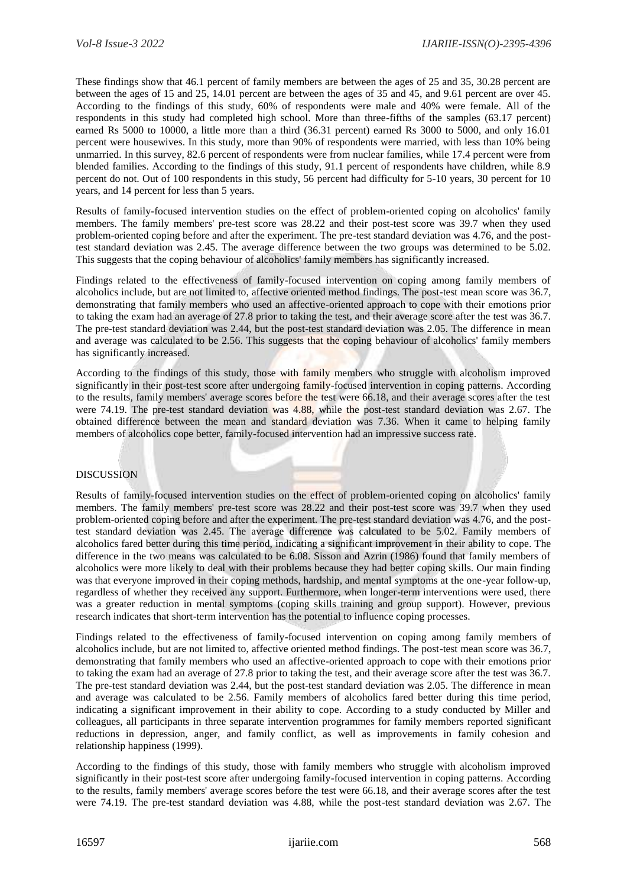These findings show that 46.1 percent of family members are between the ages of 25 and 35, 30.28 percent are between the ages of 15 and 25, 14.01 percent are between the ages of 35 and 45, and 9.61 percent are over 45. According to the findings of this study, 60% of respondents were male and 40% were female. All of the respondents in this study had completed high school. More than three-fifths of the samples (63.17 percent) earned Rs 5000 to 10000, a little more than a third (36.31 percent) earned Rs 3000 to 5000, and only 16.01 percent were housewives. In this study, more than 90% of respondents were married, with less than 10% being unmarried. In this survey, 82.6 percent of respondents were from nuclear families, while 17.4 percent were from blended families. According to the findings of this study, 91.1 percent of respondents have children, while 8.9 percent do not. Out of 100 respondents in this study, 56 percent had difficulty for 5-10 years, 30 percent for 10 years, and 14 percent for less than 5 years.

Results of family-focused intervention studies on the effect of problem-oriented coping on alcoholics' family members. The family members' pre-test score was 28.22 and their post-test score was 39.7 when they used problem-oriented coping before and after the experiment. The pre-test standard deviation was 4.76, and the post-test standard deviation was 2.45. The average difference between the two groups was determined to be 5.02. This suggests that the coping behaviour of alcoholics' family members has significantly increased.

Findings related to the effectiveness of family-focused intervention on coping among family members of alcoholics include, but are not limited to, affective oriented method findings. The post-test mean score was 36.7, demonstrating that family members who used an affective-oriented approach to cope with their emotions prior to taking the exam had an average of 27.8 prior to taking the test, and their average score after the test was 36.7. The pre-test standard deviation was 2.44, but the post-test standard deviation was 2.05. The difference in mean and average was calculated to be 2.56. This suggests that the coping behaviour of alcoholics' family members has significantly increased.

According to the findings of this study, those with family members who struggle with alcoholism improved significantly in their post-test score after undergoing family-focused intervention in coping patterns. According to the results, family members' average scores before the test were 66.18, and their average scores after the test were 74.19. The pre-test standard deviation was 4.88, while the post-test standard deviation was 2.67. The obtained difference between the mean and standard deviation was 7.36. When it came to helping family members of alcoholics cope better, family-focused intervention had an impressive success rate.

## DISCUSSION

Results of family-focused intervention studies on the effect of problem-oriented coping on alcoholics' family members. The family members' pre-test score was 28.22 and their post-test score was 39.7 when they used problem-oriented coping before and after the experiment. The pre-test standard deviation was 4.76, and the post-test standard deviation was 2.45. The average difference was calculated to be 5.02. Family members of alcoholics fared better during this time period, indicating a significant improvement in their ability to cope. The difference in the two means was calculated to be 6.08. Sisson and Azrin (1986) found that family members of alcoholics were more likely to deal with their problems because they had better coping skills. Our main finding was that everyone improved in their coping methods, hardship, and mental symptoms at the one-year follow-up, regardless of whether they received any support. Furthermore, when longer-term interventions were used, there was a greater reduction in mental symptoms (coping skills training and group support). However, previous research indicates that short-term intervention has the potential to influence coping processes.

Findings related to the effectiveness of family-focused intervention on coping among family members of alcoholics include, but are not limited to, affective oriented method findings. The post-test mean score was 36.7, demonstrating that family members who used an affective-oriented approach to cope with their emotions prior to taking the exam had an average of 27.8 prior to taking the test, and their average score after the test was 36.7. The pre-test standard deviation was 2.44, but the post-test standard deviation was 2.05. The difference in mean and average was calculated to be 2.56. Family members of alcoholics fared better during this time period, indicating a significant improvement in their ability to cope. According to a study conducted by Miller and colleagues, all participants in three separate intervention programmes for family members reported significant reductions in depression, anger, and family conflict, as well as improvements in family cohesion and relationship happiness (1999).

According to the findings of this study, those with family members who struggle with alcoholism improved significantly in their post-test score after undergoing family-focused intervention in coping patterns. According to the results, family members' average scores before the test were 66.18, and their average scores after the test were 74.19. The pre-test standard deviation was 4.88, while the post-test standard deviation was 2.67. The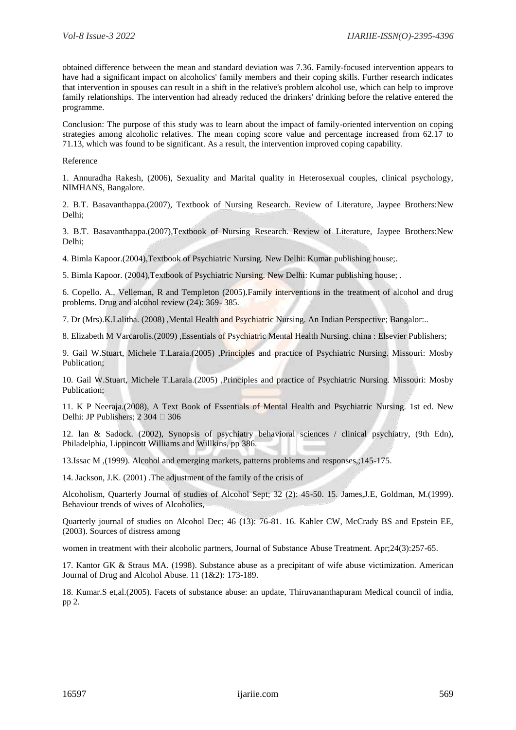obtained difference between the mean and standard deviation was 7.36. Family-focused intervention appears to have had a significant impact on alcoholics' family members and their coping skills. Further research indicates that intervention in spouses can result in a shift in the relative's problem alcohol use, which can help to improve family relationships. The intervention had already reduced the drinkers' drinking before the relative entered the programme.

Conclusion: The purpose of this study was to learn about the impact of family-oriented intervention on coping strategies among alcoholic relatives. The mean coping score value and percentage increased from 62.17 to 71.13, which was found to be significant. As a result, the intervention improved coping capability.

Reference

1. Annuradha Rakesh, (2006), Sexuality and Marital quality in Heterosexual couples, clinical psychology, NIMHANS, Bangalore.

2. B.T. Basavanthappa.(2007), Textbook of Nursing Research. Review of Literature, Jaypee Brothers:New Delhi;

3. B.T. Basavanthappa.(2007),Textbook of Nursing Research. Review of Literature, Jaypee Brothers:New Delhi;

4. Bimla Kapoor.(2004),Textbook of Psychiatric Nursing. New Delhi: Kumar publishing house;.

5. Bimla Kapoor. (2004),Textbook of Psychiatric Nursing. New Delhi: Kumar publishing house; .

6. Copello. A., Velleman, R and Templeton (2005).Family interventions in the treatment of alcohol and drug problems. Drug and alcohol review (24): 369- 385.

7. Dr (Mrs).K.Lalitha. (2008) ,Mental Health and Psychiatric Nursing. An Indian Perspective; Bangalor:..

8. Elizabeth M Varcarolis.(2009) ,Essentials of Psychiatric Mental Health Nursing. china : Elsevier Publishers;

9. Gail W.Stuart, Michele T.Laraia.(2005) ,Principles and practice of Psychiatric Nursing. Missouri: Mosby Publication;

10. Gail W.Stuart, Michele T.Laraia.(2005) ,Principles and practice of Psychiatric Nursing. Missouri: Mosby Publication;

11. K P Neeraja.(2008), A Text Book of Essentials of Mental Health and Psychiatric Nursing. 1st ed. New Delhi: JP Publishers; 2 304 □ 306

12. lan & Sadock. (2002), Synopsis of psychiatry behavioral sciences / clinical psychiatry, (9th Edn), Philadelphia, Lippincott Williams and Willkins, pp 386.

13.Issac M ,(1999). Alcohol and emerging markets, patterns problems and responses,;145-175.

14. Jackson, J.K. (2001) .The adjustment of the family of the crisis of

Alcoholism, Quarterly Journal of studies of Alcohol Sept; 32 (2): 45-50. 15. James,J.E, Goldman, M.(1999). Behaviour trends of wives of Alcoholics,

Quarterly journal of studies on Alcohol Dec; 46 (13): 76-81. 16. Kahler CW, McCrady BS and Epstein EE, (2003). Sources of distress among

women in treatment with their alcoholic partners, Journal of Substance Abuse Treatment. Apr;24(3):257-65.

17. Kantor GK & Straus MA. (1998). Substance abuse as a precipitant of wife abuse victimization. American Journal of Drug and Alcohol Abuse. 11 (1&2): 173-189.

18. Kumar.S et,al.(2005). Facets of substance abuse: an update, Thiruvananthapuram Medical council of india, pp 2.